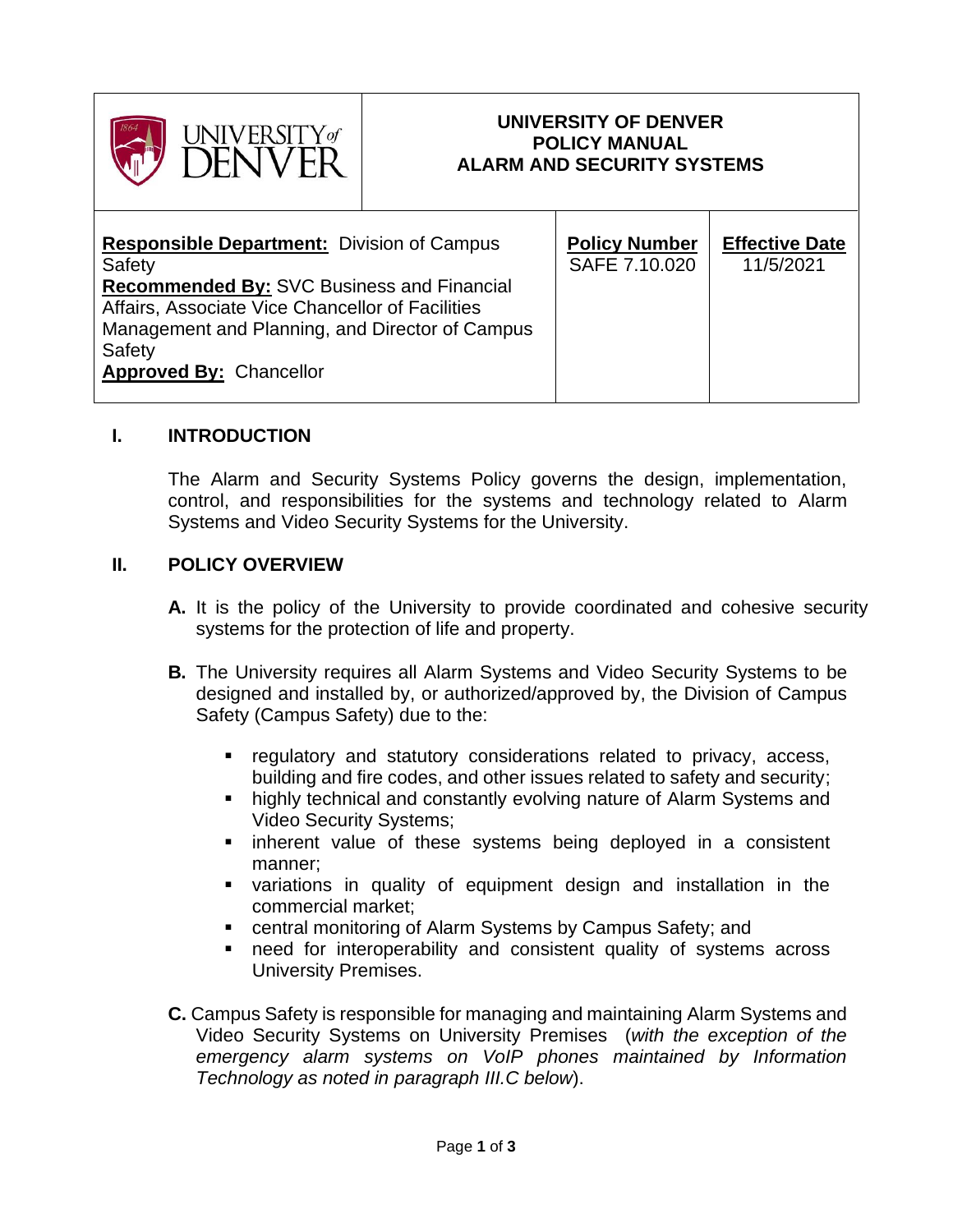| UNIVERSITY of DENVER | UNIVERSITY OF DENVER<br>POLICY MANUAL<br>ALARM AND SECURITY SYSTEMS | |
|---|---|---|
| **Responsible Department:** Division of Campus Safety<br>**Recommended By:** SVC Business and Financial Affairs, Associate Vice Chancellor of Facilities Management and Planning, and Director of Campus Safety<br>**Approved By:** Chancellor | **Policy Number**<br>SAFE 7.10.020 | **Effective Date**<br>11/5/2021 |

## I. INTRODUCTION

The Alarm and Security Systems Policy governs the design, implementation, control, and responsibilities for the systems and technology related to Alarm Systems and Video Security Systems for the University.

## II. POLICY OVERVIEW

**A.** It is the policy of the University to provide coordinated and cohesive security systems for the protection of life and property.

**B.** The University requires all Alarm Systems and Video Security Systems to be designed and installed by, or authorized/approved by, the Division of Campus Safety (Campus Safety) due to the:

- regulatory and statutory considerations related to privacy, access, building and fire codes, and other issues related to safety and security;
- highly technical and constantly evolving nature of Alarm Systems and Video Security Systems;
- inherent value of these systems being deployed in a consistent manner;
- variations in quality of equipment design and installation in the commercial market;
- central monitoring of Alarm Systems by Campus Safety; and
- need for interoperability and consistent quality of systems across University Premises.

**C.** Campus Safety is responsible for managing and maintaining Alarm Systems and Video Security Systems on University Premises (*with the exception of the emergency alarm systems on VoIP phones maintained by Information Technology as noted in paragraph III.C below*).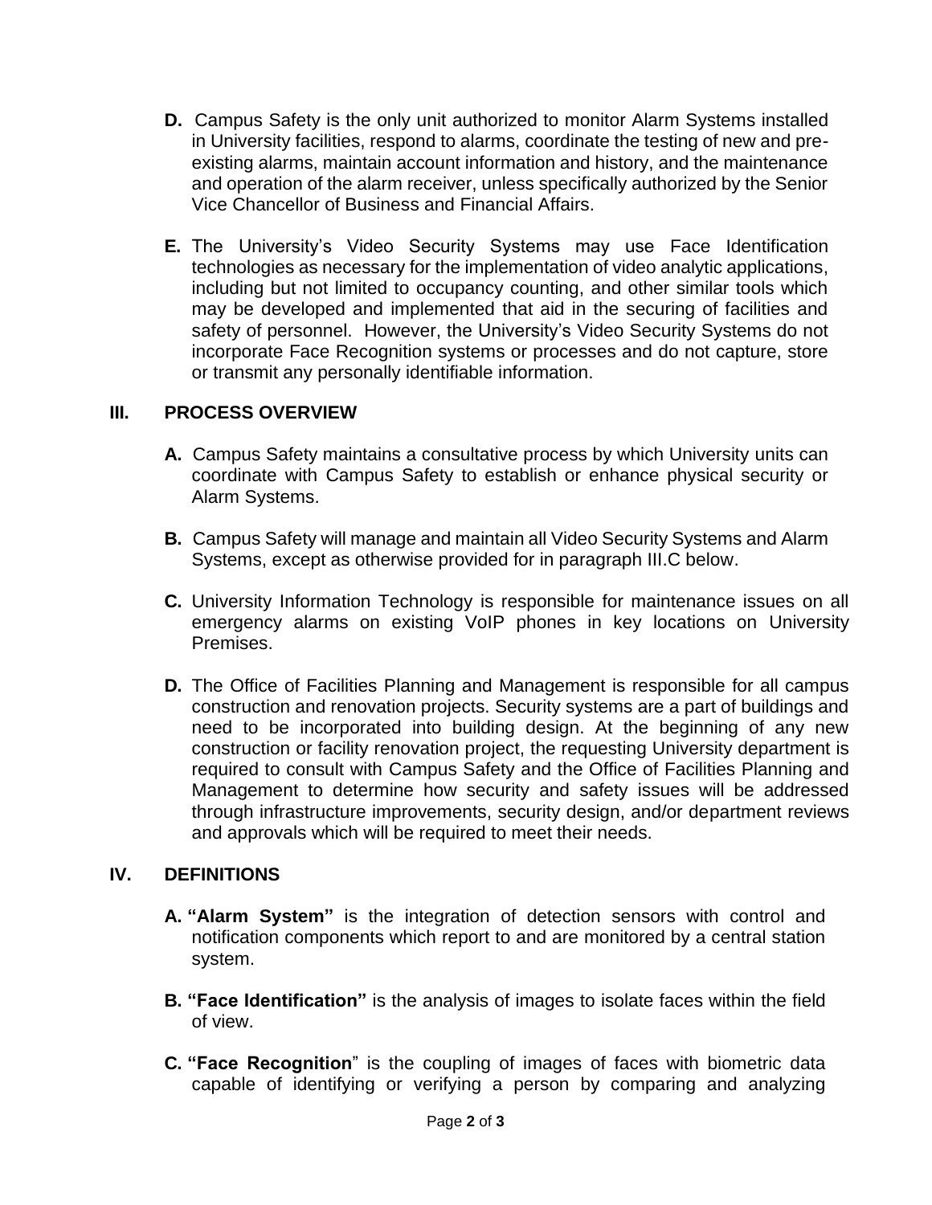**D.** Campus Safety is the only unit authorized to monitor Alarm Systems installed in University facilities, respond to alarms, coordinate the testing of new and pre-existing alarms, maintain account information and history, and the maintenance and operation of the alarm receiver, unless specifically authorized by the Senior Vice Chancellor of Business and Financial Affairs.

**E.** The University's Video Security Systems may use Face Identification technologies as necessary for the implementation of video analytic applications, including but not limited to occupancy counting, and other similar tools which may be developed and implemented that aid in the securing of facilities and safety of personnel. However, the University's Video Security Systems do not incorporate Face Recognition systems or processes and do not capture, store or transmit any personally identifiable information.

## III. PROCESS OVERVIEW

**A.** Campus Safety maintains a consultative process by which University units can coordinate with Campus Safety to establish or enhance physical security or Alarm Systems.

**B.** Campus Safety will manage and maintain all Video Security Systems and Alarm Systems, except as otherwise provided for in paragraph III.C below.

**C.** University Information Technology is responsible for maintenance issues on all emergency alarms on existing VoIP phones in key locations on University Premises.

**D.** The Office of Facilities Planning and Management is responsible for all campus construction and renovation projects. Security systems are a part of buildings and need to be incorporated into building design. At the beginning of any new construction or facility renovation project, the requesting University department is required to consult with Campus Safety and the Office of Facilities Planning and Management to determine how security and safety issues will be addressed through infrastructure improvements, security design, and/or department reviews and approvals which will be required to meet their needs.

## IV. DEFINITIONS

**A. "Alarm System"** is the integration of detection sensors with control and notification components which report to and are monitored by a central station system.

**B. "Face Identification"** is the analysis of images to isolate faces within the field of view.

**C. "Face Recognition"** is the coupling of images of faces with biometric data capable of identifying or verifying a person by comparing and analyzing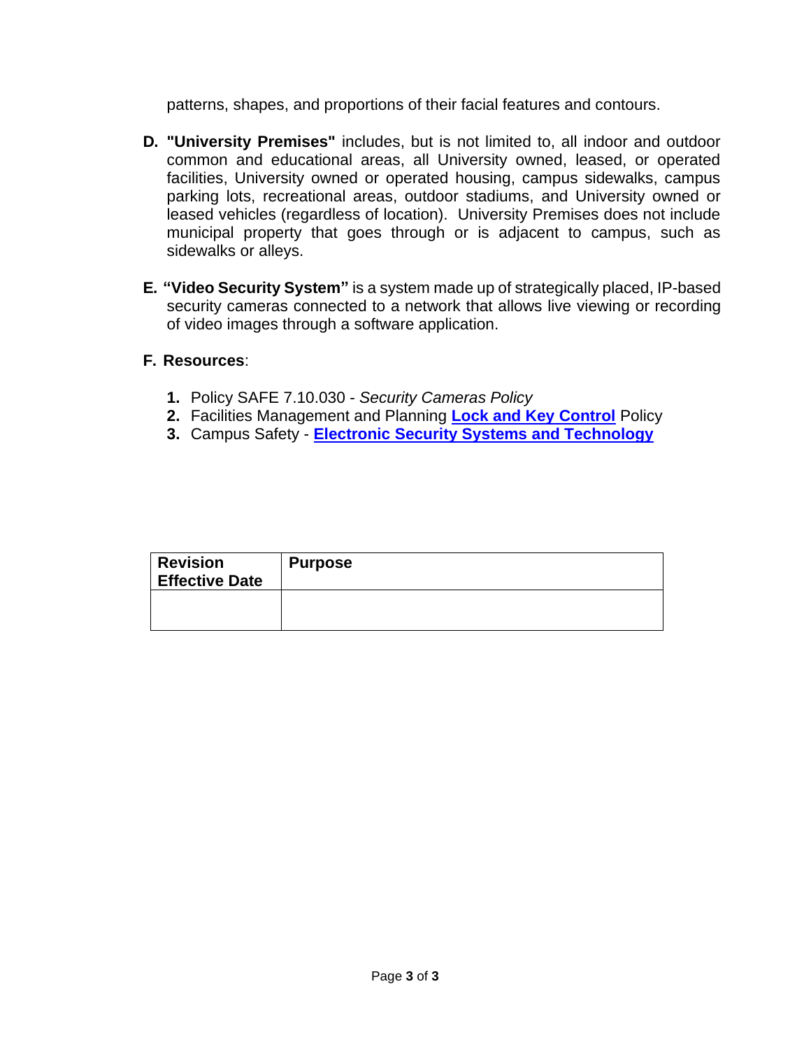patterns, shapes, and proportions of their facial features and contours.

**D. "University Premises"** includes, but is not limited to, all indoor and outdoor common and educational areas, all University owned, leased, or operated facilities, University owned or operated housing, campus sidewalks, campus parking lots, recreational areas, outdoor stadiums, and University owned or leased vehicles (regardless of location). University Premises does not include municipal property that goes through or is adjacent to campus, such as sidewalks or alleys.

**E. "Video Security System"** is a system made up of strategically placed, IP-based security cameras connected to a network that allows live viewing or recording of video images through a software application.

**F. Resources**:

1. Policy SAFE 7.10.030 - *Security Cameras Policy*
2. Facilities Management and Planning **Lock and Key Control** Policy
3. Campus Safety - **Electronic Security Systems and Technology**

| Revision Effective Date | Purpose |
|---|---|
| | |